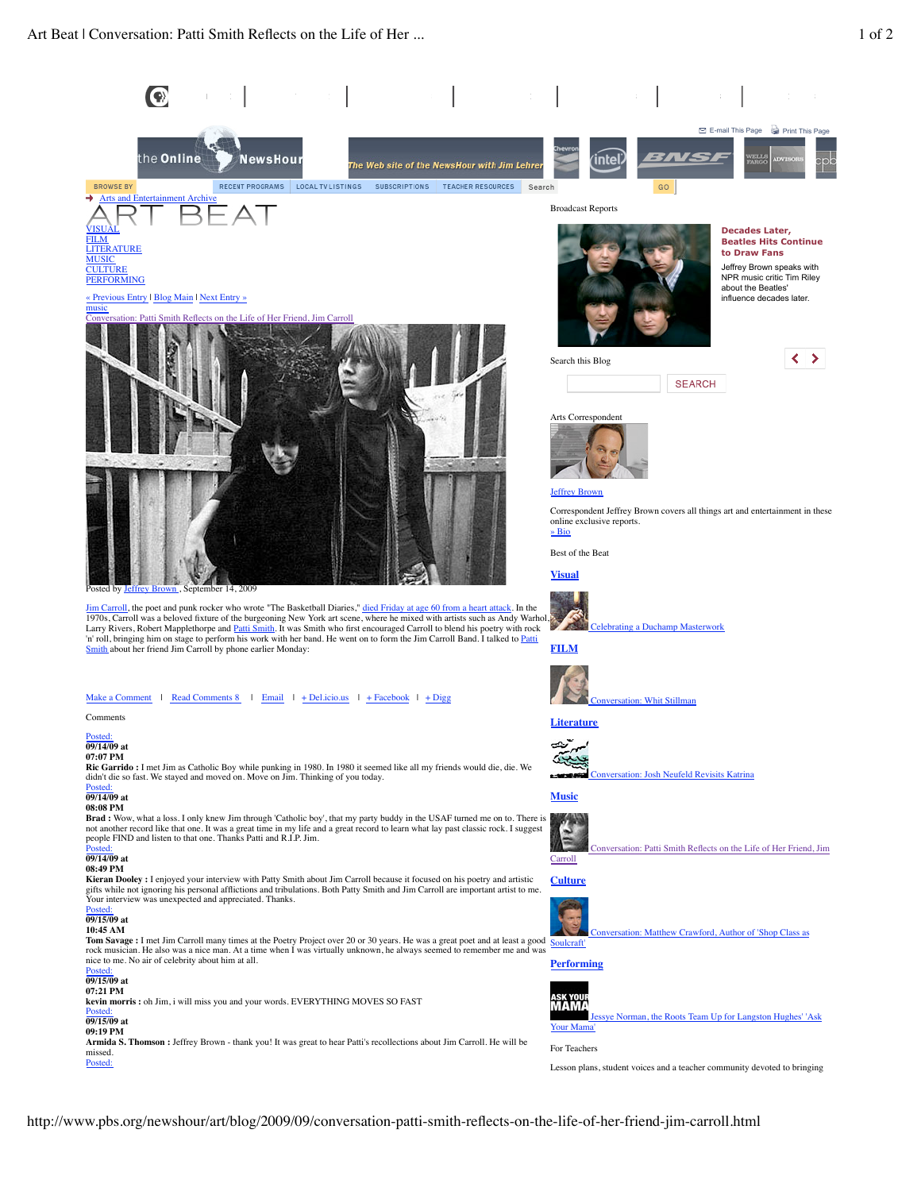E-mail This Page | Print This Page

the Online NewsHour — The Web site of the NewsHour with Jim Lehrer

BROWSE BY | RECENT PROGRAMS | LOCAL TV LISTINGS | SUBSCRIPTIONS | TEACHER RESOURCES | Search | GO

Arts and Entertainment Archive

# ART BEAT

VISUAL
FILM
LITERATURE
MUSIC
CULTURE
PERFORMING

« Previous Entry | Blog Main | Next Entry »

music

## Conversation: Patti Smith Reflects on the Life of Her Friend, Jim Carroll

Posted by Jeffrey Brown , September 14, 2009

Jim Carroll, the poet and punk rocker who wrote "The Basketball Diaries," died Friday at age 60 from a heart attack. In the 1970s, Carroll was a beloved fixture of the burgeoning New York art scene, where he mixed with artists such as Andy Warhol, Larry Rivers, Robert Mapplethorpe and Patti Smith. It was Smith who first encouraged Carroll to blend his poetry with rock 'n' roll, bringing him on stage to perform his work with her band. He went on to form the Jim Carroll Band. I talked to Patti Smith about her friend Jim Carroll by phone earlier Monday:

Make a Comment | Read Comments 8 | Email | + Del.icio.us | + Facebook | + Digg

Comments

Posted:
**09/14/09 at 07:07 PM**
**Ric Garrido :** I met Jim as Catholic Boy while punking in 1980. In 1980 it seemed like all my friends would die, die. We didn't die so fast. We stayed and moved on. Move on Jim. Thinking of you today.

Posted:
**09/14/09 at 08:08 PM**
**Brad :** Wow, what a loss. I only knew Jim through 'Catholic boy', that my party buddy in the USAF turned me on to. There is not another record like that one. It was a great time in my life and a great record to learn what lay past classic rock. I suggest people FIND and listen to that one. Thanks Patti and R.I.P. Jim.

Posted:
**09/14/09 at 08:49 PM**
**Kieran Dooley :** I enjoyed your interview with Patty Smith about Jim Carroll because it focused on his poetry and artistic gifts while not ignoring his personal afflictions and tribulations. Both Patty Smith and Jim Carroll are important artist to me. Your interview was unexpected and appreciated. Thanks.

Posted:
**09/15/09 at 10:45 AM**
**Tom Savage :** I met Jim Carroll many times at the Poetry Project over 20 or 30 years. He was a great poet and at least a good rock musician. He also was a nice man. At a time when I was virtually unknown, he always seemed to remember me and was nice to me. No air of celebrity about him at all.

Posted:
**09/15/09 at 07:21 PM**
**kevin morris :** oh Jim, i will miss you and your words. EVERYTHING MOVES SO FAST

Posted:
**09/15/09 at 09:19 PM**
**Armida S. Thomson :** Jeffrey Brown - thank you! It was great to hear Patti's recollections about Jim Carroll. He will be missed.

Posted:

Broadcast Reports

**Decades Later, Beatles Hits Continue to Draw Fans**

Jeffrey Brown speaks with NPR music critic Tim Riley about the Beatles' influence decades later.

Search this Blog

SEARCH

Arts Correspondent

Jeffrey Brown

Correspondent Jeffrey Brown covers all things art and entertainment in these online exclusive reports.
» Bio

Best of the Beat

**Visual**
Celebrating a Duchamp Masterwork

**FILM**
Conversation: Whit Stillman

**Literature**
Conversation: Josh Neufeld Revisits Katrina

**Music**
Conversation: Patti Smith Reflects on the Life of Her Friend, Jim Carroll

**Culture**
Conversation: Matthew Crawford, Author of 'Shop Class as Soulcraft'

**Performing**
Jessye Norman, the Roots Team Up for Langston Hughes' 'Ask Your Mama'

For Teachers

Lesson plans, student voices and a teacher community devoted to bringing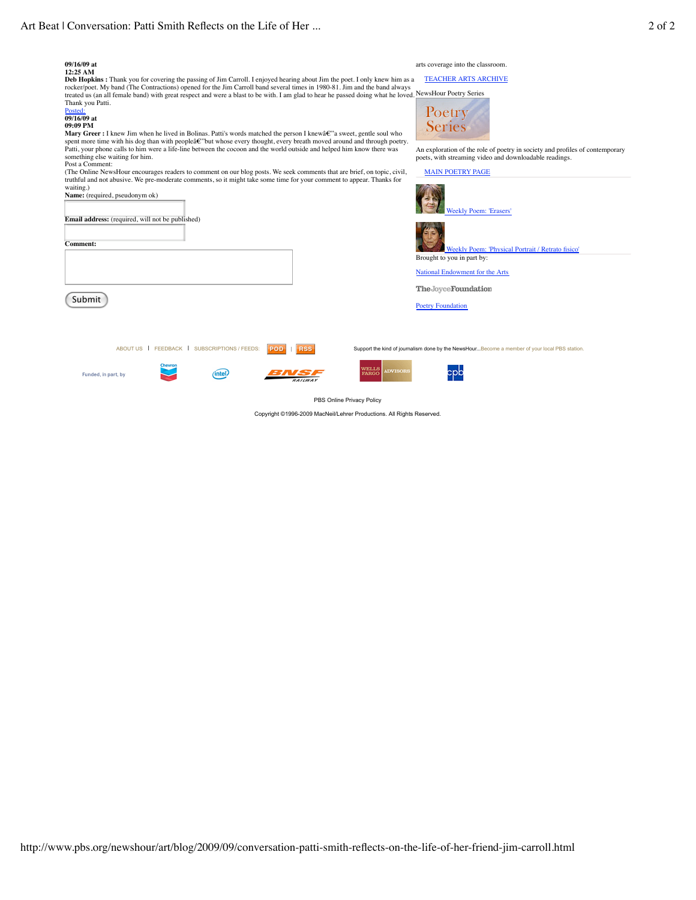**09/16/09 at 12:25 AM**

**Deb Hopkins :** Thank you for covering the passing of Jim Carroll. I enjoyed hearing about Jim the poet. I only knew him as a rocker/poet. My band (The Contractions) opened for the Jim Carroll band several times in 1980-81. Jim and the band always treated us (an all female band) with great respect and were a blast to be with. I am glad to hear he passed doing what he loved. Thank you Patti.

Posted:

**09/16/09 at 09:09 PM**

**Mary Greer :** I knew Jim when he lived in Bolinas. Patti's words matched the person I knewâ€"a sweet, gentle soul who spent more time with his dog than with peopleâ€"but whose every thought, every breath moved around and through poetry. Patti, your phone calls to him were a life-line between the cocoon and the world outside and helped him know there was something else waiting for him.

Post a Comment:

(The Online NewsHour encourages readers to comment on our blog posts. We seek comments that are brief, on topic, civil, truthful and not abusive. We pre-moderate comments, so it might take some time for your comment to appear. Thanks for waiting.)

**Name:** (required, pseudonym ok)

**Email address:** (required, will not be published)

**Comment:**

Submit

arts coverage into the classroom.

TEACHER ARTS ARCHIVE

NewsHour Poetry Series

Poetry Series

An exploration of the role of poetry in society and profiles of contemporary poets, with streaming video and downloadable readings.

MAIN POETRY PAGE

Weekly Poem: 'Erasers'

Weekly Poem: 'Physical Portrait / Retrato físico'

Brought to you in part by:

National Endowment for the Arts

The Joyce Foundation

Poetry Foundation

ABOUT US | FEEDBACK | SUBSCRIPTIONS / FEEDS: POD | RSS

Support the kind of journalism done by the NewsHour...Become a member of your local PBS station.

Funded, in part, by Chevron, Intel, BNSF Railway, Wells Fargo Advisors, cpb

PBS Online Privacy Policy

Copyright ©1996-2009 MacNeil/Lehrer Productions. All Rights Reserved.